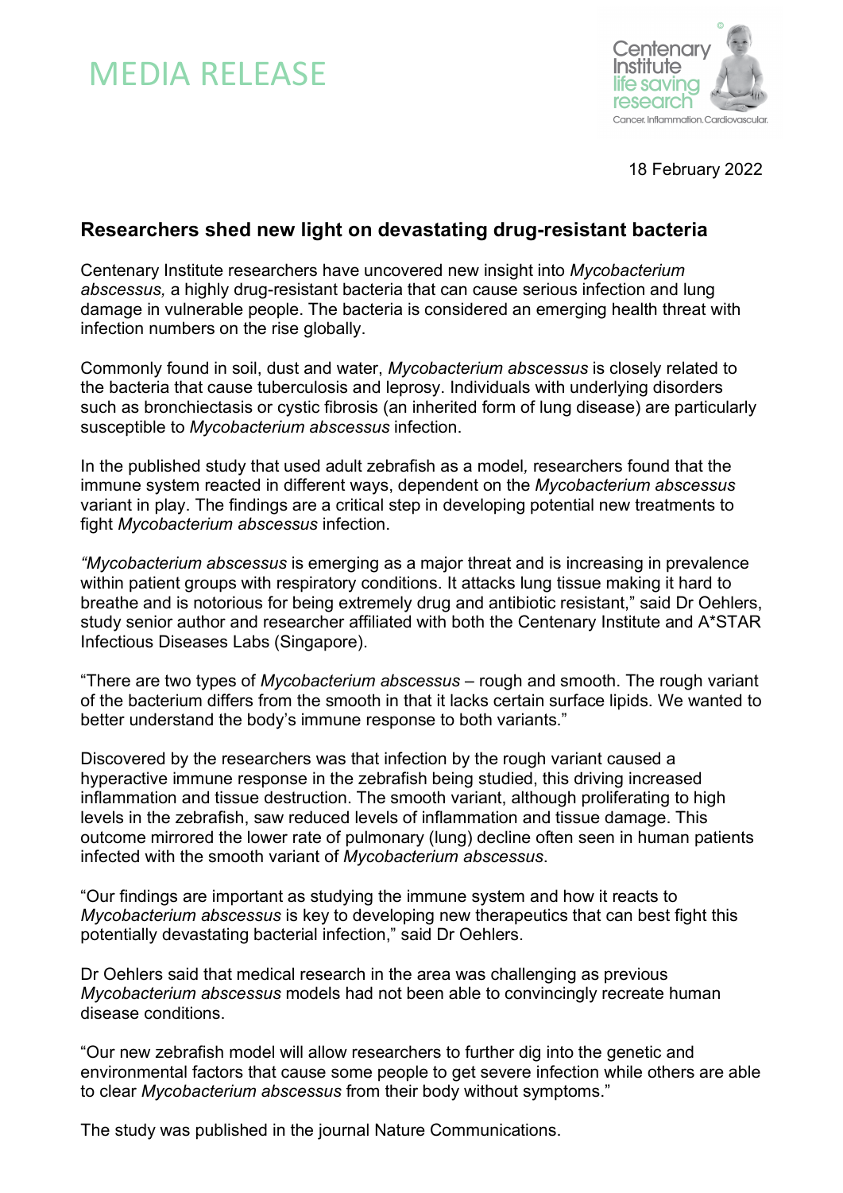# MEDIA RELEASE

18 February 2022

## Researchers shed new light on devastating drug-resistant bacteria

Centenary Institute researchers have uncovered new insight into *Mycobacterium abscessus,* a highly drug-resistant bacteria that can cause serious infection and lung damage in vulnerable people. The bacteria is considered an emerging health threat with infection numbers on the rise globally.

Commonly found in soil, dust and water, *Mycobacterium abscessus* is closely related to the bacteria that cause tuberculosis and leprosy. Individuals with underlying disorders such as bronchiectasis or cystic fibrosis (an inherited form of lung disease) are particularly susceptible to *Mycobacterium abscessus* infection.

In the published study that used adult zebrafish as a model*,* researchers found that the immune system reacted in different ways, dependent on the *Mycobacterium abscessus* variant in play. The findings are a critical step in developing potential new treatments to fight *Mycobacterium abscessus* infection.

*"Mycobacterium abscessus* is emerging as a major threat and is increasing in prevalence within patient groups with respiratory conditions. It attacks lung tissue making it hard to breathe and is notorious for being extremely drug and antibiotic resistant," said Dr Oehlers, study senior author and researcher affiliated with both the Centenary Institute and A*STAR Infectious Diseases Labs (Singapore).

"There are two types of *Mycobacterium abscessus* – rough and smooth. The rough variant of the bacterium differs from the smooth in that it lacks certain surface lipids. We wanted to better understand the body's immune response to both variants."

Discovered by the researchers was that infection by the rough variant caused a hyperactive immune response in the zebrafish being studied, this driving increased inflammation and tissue destruction. The smooth variant, although proliferating to high levels in the zebrafish, saw reduced levels of inflammation and tissue damage. This outcome mirrored the lower rate of pulmonary (lung) decline often seen in human patients infected with the smooth variant of *Mycobacterium abscessus*.

"Our findings are important as studying the immune system and how it reacts to *Mycobacterium abscessus* is key to developing new therapeutics that can best fight this potentially devastating bacterial infection," said Dr Oehlers.

Dr Oehlers said that medical research in the area was challenging as previous *Mycobacterium abscessus* models had not been able to convincingly recreate human disease conditions.

"Our new zebrafish model will allow researchers to further dig into the genetic and environmental factors that cause some people to get severe infection while others are able to clear *Mycobacterium abscessus* from their body without symptoms."

The study was published in the journal Nature Communications.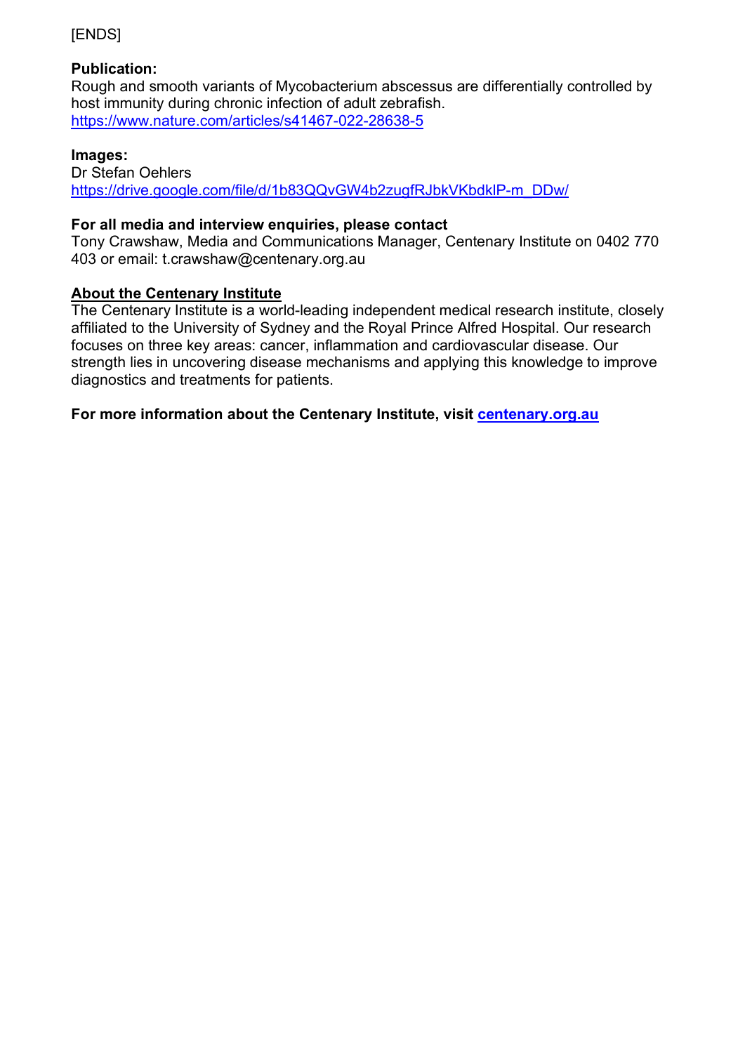[ENDS]

**Publication:**
Rough and smooth variants of Mycobacterium abscessus are differentially controlled by host immunity during chronic infection of adult zebrafish.
https://www.nature.com/articles/s41467-022-28638-5

**Images:**
Dr Stefan Oehlers
https://drive.google.com/file/d/1b83QQvGW4b2zugfRJbkVKbdklP-m_DDw/

**For all media and interview enquiries, please contact**
Tony Crawshaw, Media and Communications Manager, Centenary Institute on 0402 770 403 or email: t.crawshaw@centenary.org.au

**About the Centenary Institute**
The Centenary Institute is a world-leading independent medical research institute, closely affiliated to the University of Sydney and the Royal Prince Alfred Hospital. Our research focuses on three key areas: cancer, inflammation and cardiovascular disease. Our strength lies in uncovering disease mechanisms and applying this knowledge to improve diagnostics and treatments for patients.

**For more information about the Centenary Institute, visit centenary.org.au**